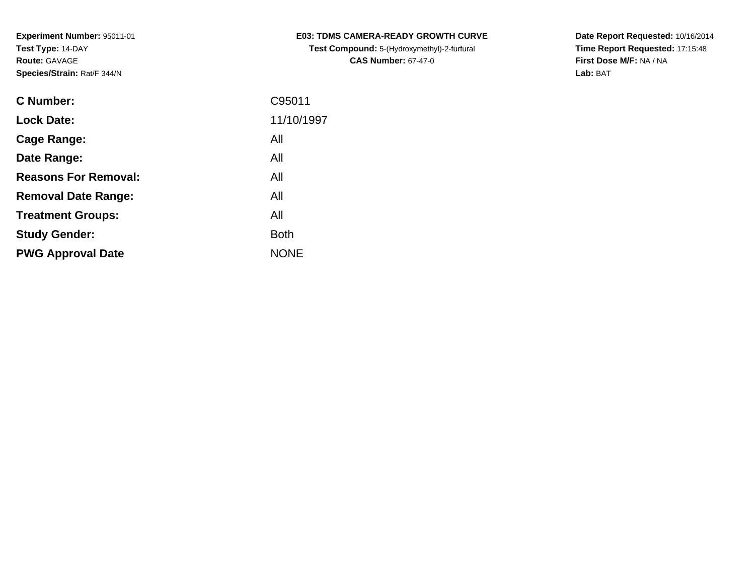**Experiment Number:** 95011-01
**Test Type:** 14-DAY
**Route:** GAVAGE
**Species/Strain:** Rat/F 344/N

**E03: TDMS CAMERA-READY GROWTH CURVE**
**Test Compound:** 5-(Hydroxymethyl)-2-furfural
**CAS Number:** 67-47-0

**Date Report Requested:** 10/16/2014
**Time Report Requested:** 17:15:48
**First Dose M/F:** NA / NA
**Lab:** BAT

| | |
|---|---|
| **C Number:** | C95011 |
| **Lock Date:** | 11/10/1997 |
| **Cage Range:** | All |
| **Date Range:** | All |
| **Reasons For Removal:** | All |
| **Removal Date Range:** | All |
| **Treatment Groups:** | All |
| **Study Gender:** | Both |
| **PWG Approval Date** | NONE |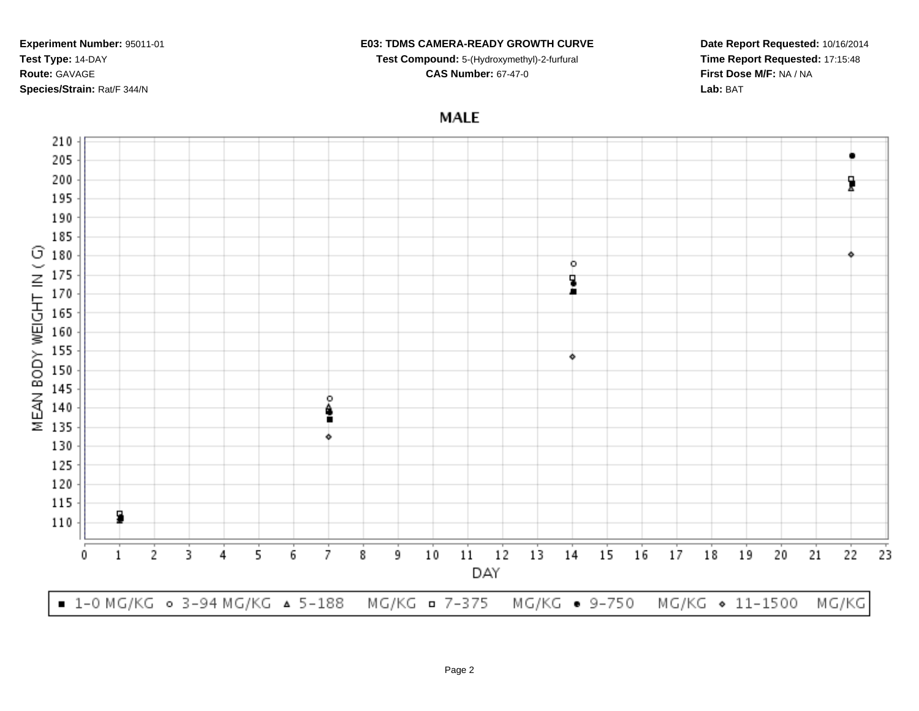**Experiment Number:** 95011-01
**Test Type:** 14-DAY
**Route:** GAVAGE
**Species/Strain:** Rat/F 344/N

**E03: TDMS CAMERA-READY GROWTH CURVE**
**Test Compound:** 5-(Hydroxymethyl)-2-furfural
**CAS Number:** 67-47-0

**Date Report Requested:** 10/16/2014
**Time Report Requested:** 17:15:48
**First Dose M/F:** NA / NA
**Lab:** BAT

## MALE

MEAN BODY WEIGHT IN ( G )

DAY

■ 1-0 MG/KG ○ 3-94 MG/KG △ 5-188 MG/KG □ 7-375 MG/KG ● 9-750 MG/KG ◇ 11-1500 MG/KG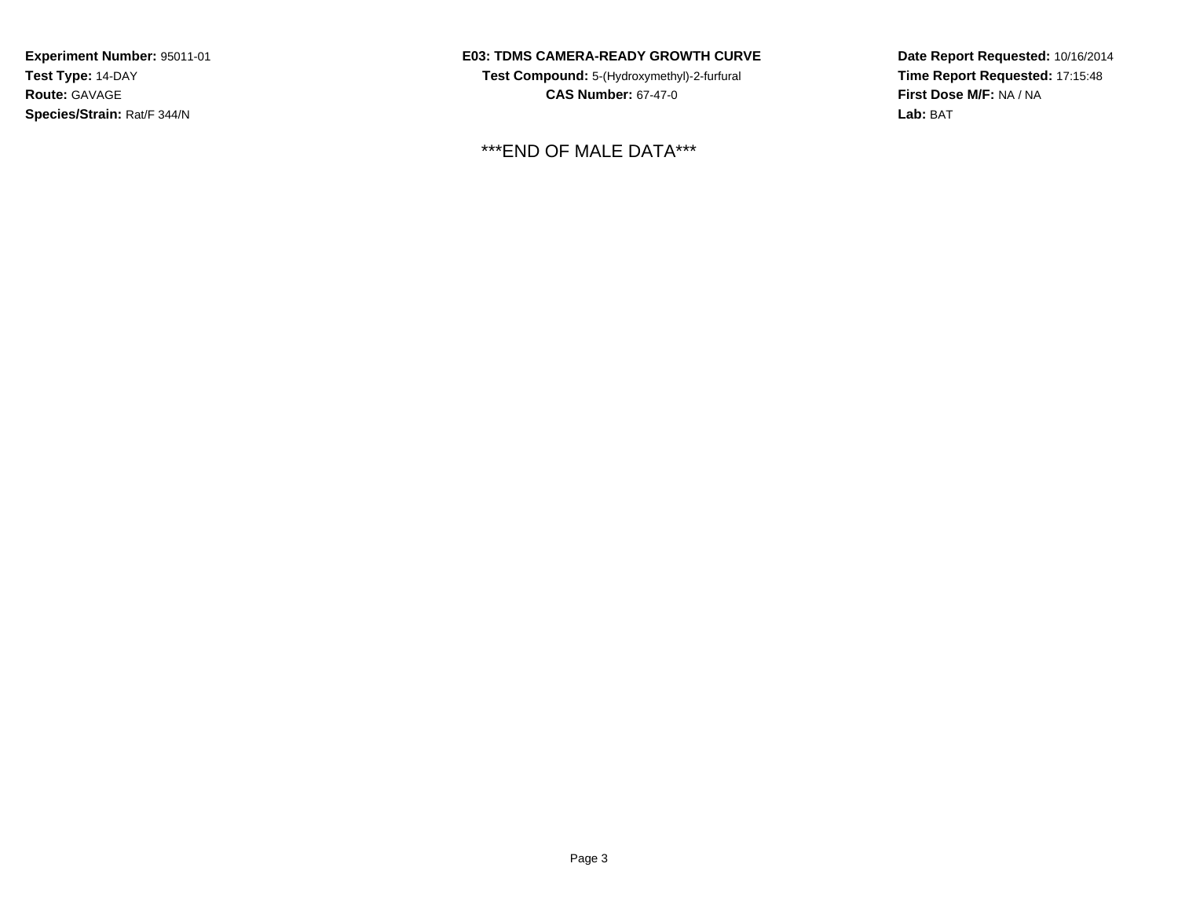**Experiment Number:** 95011-01
**Test Type:** 14-DAY
**Route:** GAVAGE
**Species/Strain:** Rat/F 344/N

**E03: TDMS CAMERA-READY GROWTH CURVE**
**Test Compound:** 5-(Hydroxymethyl)-2-furfural
**CAS Number:** 67-47-0

**Date Report Requested:** 10/16/2014
**Time Report Requested:** 17:15:48
**First Dose M/F:** NA / NA
**Lab:** BAT

***END OF MALE DATA***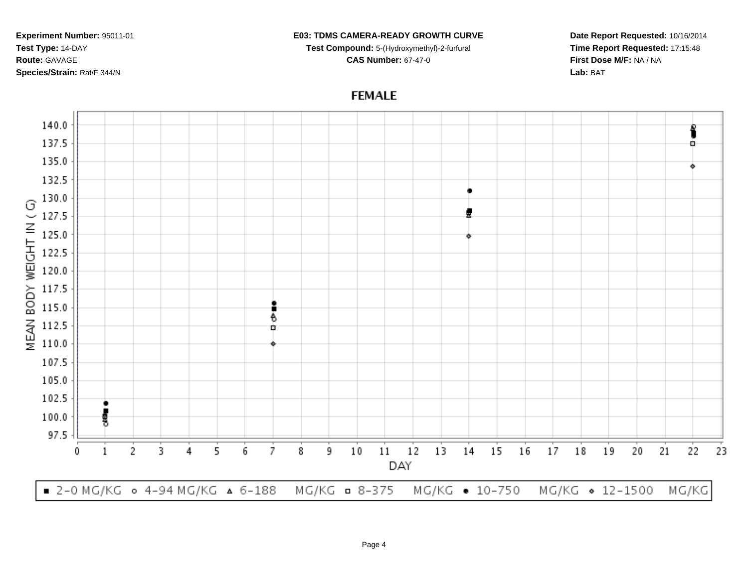**Experiment Number:** 95011-01
**Test Type:** 14-DAY
**Route:** GAVAGE
**Species/Strain:** Rat/F 344/N

**E03: TDMS CAMERA-READY GROWTH CURVE**
**Test Compound:** 5-(Hydroxymethyl)-2-furfural
**CAS Number:** 67-47-0

**Date Report Requested:** 10/16/2014
**Time Report Requested:** 17:15:48
**First Dose M/F:** NA / NA
**Lab:** BAT

## FEMALE

MEAN BODY WEIGHT IN ( G)

DAY

■ 2-0 MG/KG ○ 4-94 MG/KG △ 6-188 MG/KG □ 8-375 MG/KG ● 10-750 MG/KG ◇ 12-1500 MG/KG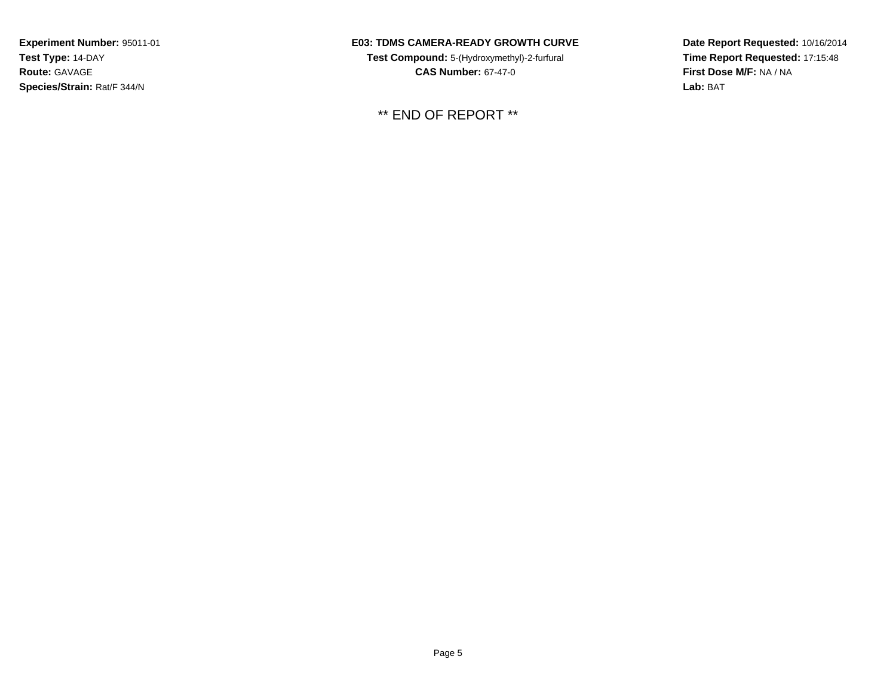**Experiment Number:** 95011-01
**Test Type:** 14-DAY
**Route:** GAVAGE
**Species/Strain:** Rat/F 344/N

**E03: TDMS CAMERA-READY GROWTH CURVE**
**Test Compound:** 5-(Hydroxymethyl)-2-furfural
**CAS Number:** 67-47-0

**Date Report Requested:** 10/16/2014
**Time Report Requested:** 17:15:48
**First Dose M/F:** NA / NA
**Lab:** BAT

** END OF REPORT **